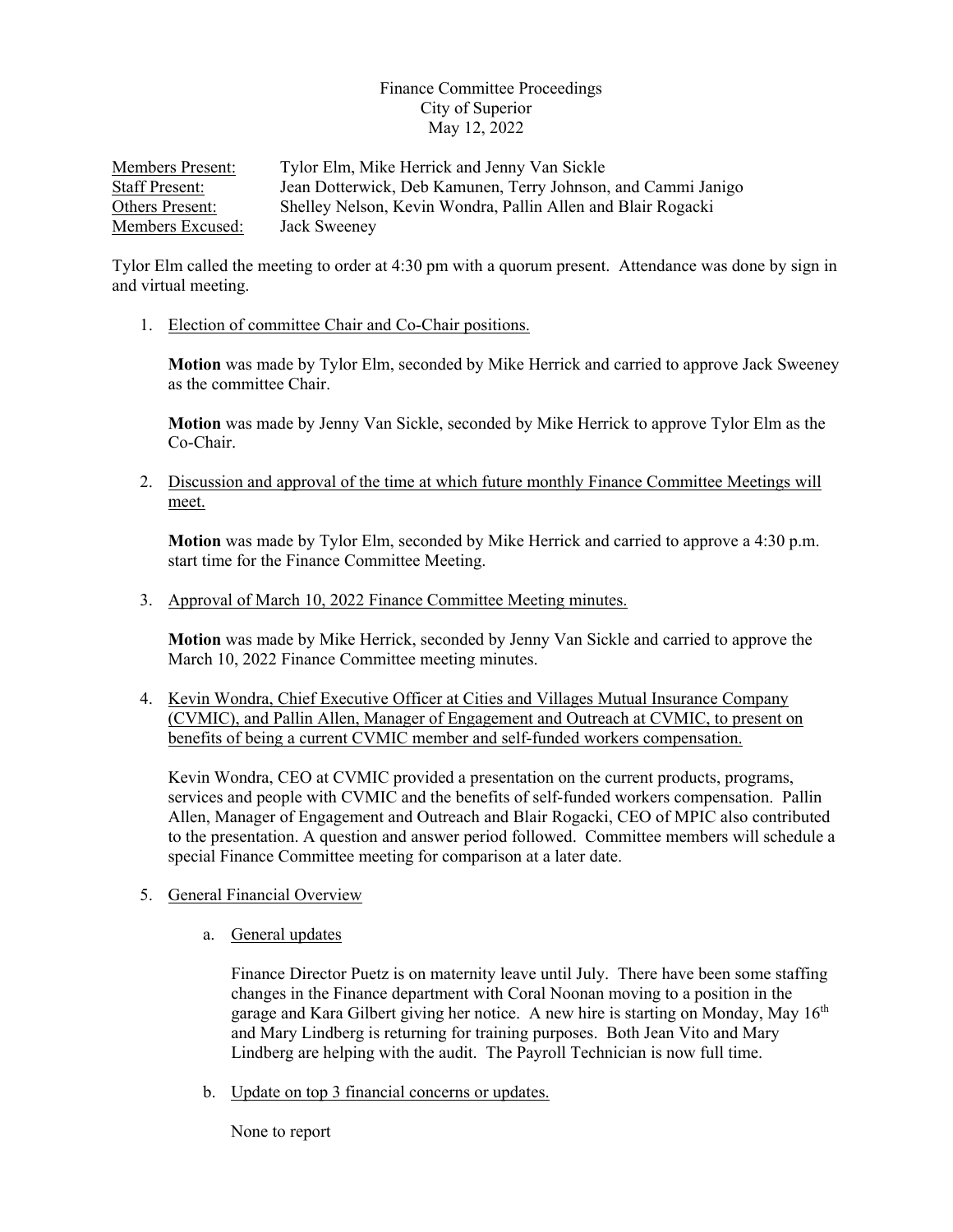Finance Committee Proceedings
City of Superior
May 12, 2022

| | |
|---|---|
| Members Present: | Tylor Elm, Mike Herrick and Jenny Van Sickle |
| Staff Present: | Jean Dotterwick, Deb Kamunen, Terry Johnson, and Cammi Janigo |
| Others Present: | Shelley Nelson, Kevin Wondra, Pallin Allen and Blair Rogacki |
| Members Excused: | Jack Sweeney |

Tylor Elm called the meeting to order at 4:30 pm with a quorum present. Attendance was done by sign in and virtual meeting.

1. Election of committee Chair and Co-Chair positions.

   **Motion** was made by Tylor Elm, seconded by Mike Herrick and carried to approve Jack Sweeney as the committee Chair.

   **Motion** was made by Jenny Van Sickle, seconded by Mike Herrick to approve Tylor Elm as the Co-Chair.

2. Discussion and approval of the time at which future monthly Finance Committee Meetings will meet.

   **Motion** was made by Tylor Elm, seconded by Mike Herrick and carried to approve a 4:30 p.m. start time for the Finance Committee Meeting.

3. Approval of March 10, 2022 Finance Committee Meeting minutes.

   **Motion** was made by Mike Herrick, seconded by Jenny Van Sickle and carried to approve the March 10, 2022 Finance Committee meeting minutes.

4. Kevin Wondra, Chief Executive Officer at Cities and Villages Mutual Insurance Company (CVMIC), and Pallin Allen, Manager of Engagement and Outreach at CVMIC, to present on benefits of being a current CVMIC member and self-funded workers compensation.

   Kevin Wondra, CEO at CVMIC provided a presentation on the current products, programs, services and people with CVMIC and the benefits of self-funded workers compensation. Pallin Allen, Manager of Engagement and Outreach and Blair Rogacki, CEO of MPIC also contributed to the presentation. A question and answer period followed. Committee members will schedule a special Finance Committee meeting for comparison at a later date.

5. General Financial Overview

   a. General updates

      Finance Director Puetz is on maternity leave until July. There have been some staffing changes in the Finance department with Coral Noonan moving to a position in the garage and Kara Gilbert giving her notice. A new hire is starting on Monday, May 16th and Mary Lindberg is returning for training purposes. Both Jean Vito and Mary Lindberg are helping with the audit. The Payroll Technician is now full time.

   b. Update on top 3 financial concerns or updates.

      None to report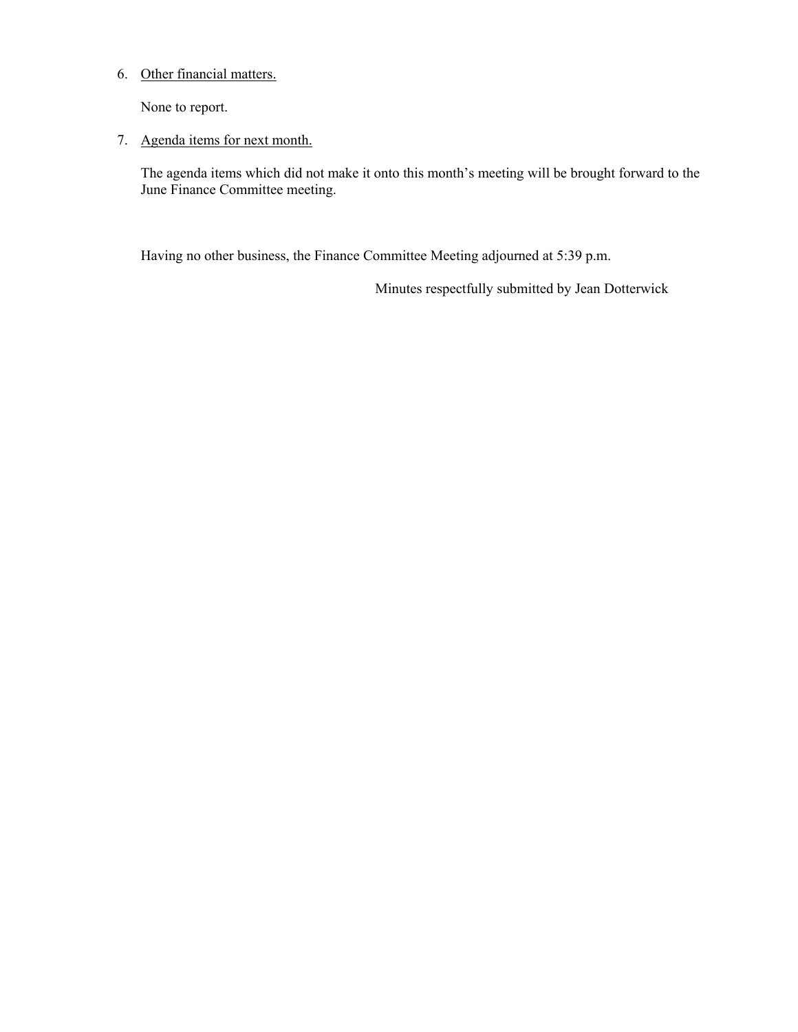6. <u>Other financial matters.</u>

   None to report.

7. <u>Agenda items for next month.</u>

   The agenda items which did not make it onto this month's meeting will be brought forward to the June Finance Committee meeting.

Having no other business, the Finance Committee Meeting adjourned at 5:39 p.m.

Minutes respectfully submitted by Jean Dotterwick